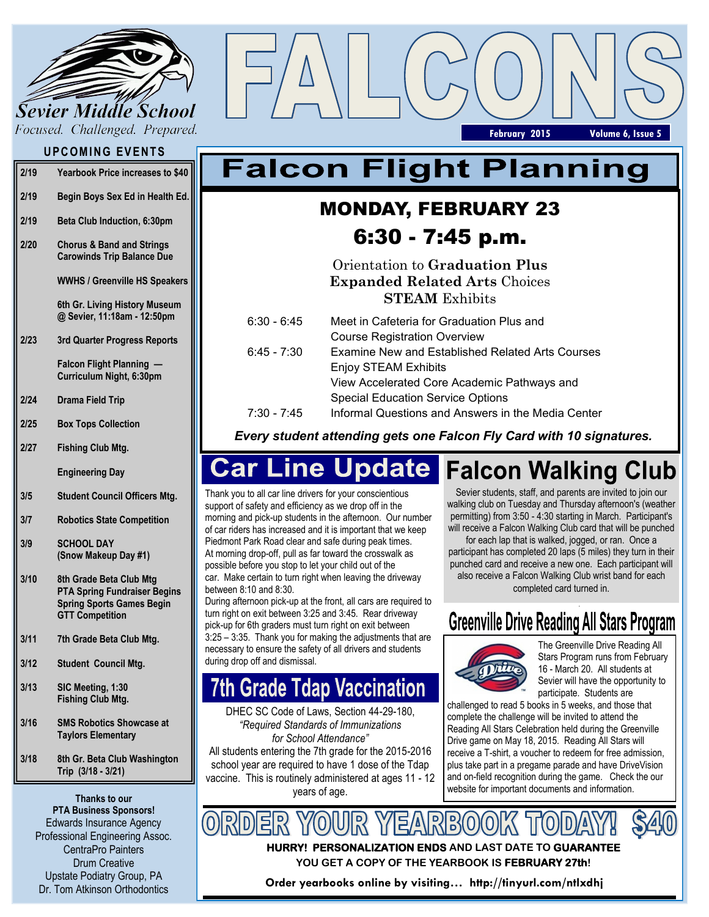# FALCONS

Sevier Middle School

Focused. Challenged. Prepared.

February 2015 Volume 6, Issue 5

## UPCOMING EVENTS

| Date | Event |
|---|---|
| 2/19 | Yearbook Price increases to $40 |
| 2/19 | Begin Boys Sex Ed in Health Ed. |
| 2/19 | Beta Club Induction, 6:30pm |
| 2/20 | Chorus & Band and Strings Carowinds Trip Balance Due |
| | WWHS / Greenville HS Speakers |
| | 6th Gr. Living History Museum @ Sevier, 11:18am - 12:50pm |
| 2/23 | 3rd Quarter Progress Reports |
| | Falcon Flight Planning — Curriculum Night, 6:30pm |
| 2/24 | Drama Field Trip |
| 2/25 | Box Tops Collection |
| 2/27 | Fishing Club Mtg. |
| | Engineering Day |
| 3/5 | Student Council Officers Mtg. |
| 3/7 | Robotics State Competition |
| 3/9 | SCHOOL DAY (Snow Makeup Day #1) |
| 3/10 | 8th Grade Beta Club Mtg<br>PTA Spring Fundraiser Begins<br>Spring Sports Games Begin<br>GTT Competition |
| 3/11 | 7th Grade Beta Club Mtg. |
| 3/12 | Student Council Mtg. |
| 3/13 | SIC Meeting, 1:30<br>Fishing Club Mtg. |
| 3/16 | SMS Robotics Showcase at Taylors Elementary |
| 3/18 | 8th Gr. Beta Club Washington Trip (3/18 - 3/21) |

**Thanks to our PTA Business Sponsors!**

Edwards Insurance Agency
Professional Engineering Assoc.
CentraPro Painters
Drum Creative
Upstate Podiatry Group, PA
Dr. Tom Atkinson Orthodontics

## Falcon Flight Planning

### MONDAY, FEBRUARY 23

### 6:30 - 7:45 p.m.

Orientation to **Graduation Plus**
**Expanded Related Arts** Choices
**STEAM** Exhibits

| Time | Activity |
|---|---|
| 6:30 - 6:45 | Meet in Cafeteria for Graduation Plus and Course Registration Overview |
| 6:45 - 7:30 | Examine New and Established Related Arts Courses<br>Enjoy STEAM Exhibits<br>View Accelerated Core Academic Pathways and Special Education Service Options |
| 7:30 - 7:45 | Informal Questions and Answers in the Media Center |

***Every student attending gets one Falcon Fly Card with 10 signatures.***

## Car Line Update

Thank you to all car line drivers for your conscientious support of safety and efficiency as we drop off in the morning and pick-up students in the afternoon. Our number of car riders has increased and it is important that we keep Piedmont Park Road clear and safe during peak times. At morning drop-off, pull as far toward the crosswalk as possible before you stop to let your child out of the car. Make certain to turn right when leaving the driveway between 8:10 and 8:30.

During afternoon pick-up at the front, all cars are required to turn right on exit between 3:25 and 3:45. Rear driveway pick-up for 6th graders must turn right on exit between 3:25 – 3:35. Thank you for making the adjustments that are necessary to ensure the safety of all drivers and students during drop off and dismissal.

## 7th Grade Tdap Vaccination

DHEC SC Code of Laws, Section 44-29-180, *"Required Standards of Immunizations for School Attendance"*

All students entering the 7th grade for the 2015-2016 school year are required to have 1 dose of the Tdap vaccine. This is routinely administered at ages 11 - 12 years of age.

## Falcon Walking Club

Sevier students, staff, and parents are invited to join our walking club on Tuesday and Thursday afternoon's (weather permitting) from 3:50 - 4:30 starting in March. Participant's will receive a Falcon Walking Club card that will be punched for each lap that is walked, jogged, or ran. Once a participant has completed 20 laps (5 miles) they turn in their punched card and receive a new one. Each participant will also receive a Falcon Walking Club wrist band for each completed card turned in.

## Greenville Drive Reading All Stars Program

The Greenville Drive Reading All Stars Program runs from February 16 - March 20. All students at Sevier will have the opportunity to participate. Students are challenged to read 5 books in 5 weeks, and those that complete the challenge will be invited to attend the Reading All Stars Celebration held during the Greenville Drive game on May 18, 2015. Reading All Stars will receive a T-shirt, a voucher to redeem for free admission, plus take part in a pregame parade and have DriveVision and on-field recognition during the game. Check the our website for important documents and information.

## ORDER YOUR YEARBOOK TODAY! $40

**HURRY! PERSONALIZATION ENDS** AND LAST DATE TO **GUARANTEE** YOU GET A COPY OF THE YEARBOOK IS **FEBRUARY 27th**!

**Order yearbooks online by visiting… http://tinyurl.com/ntlxdhj**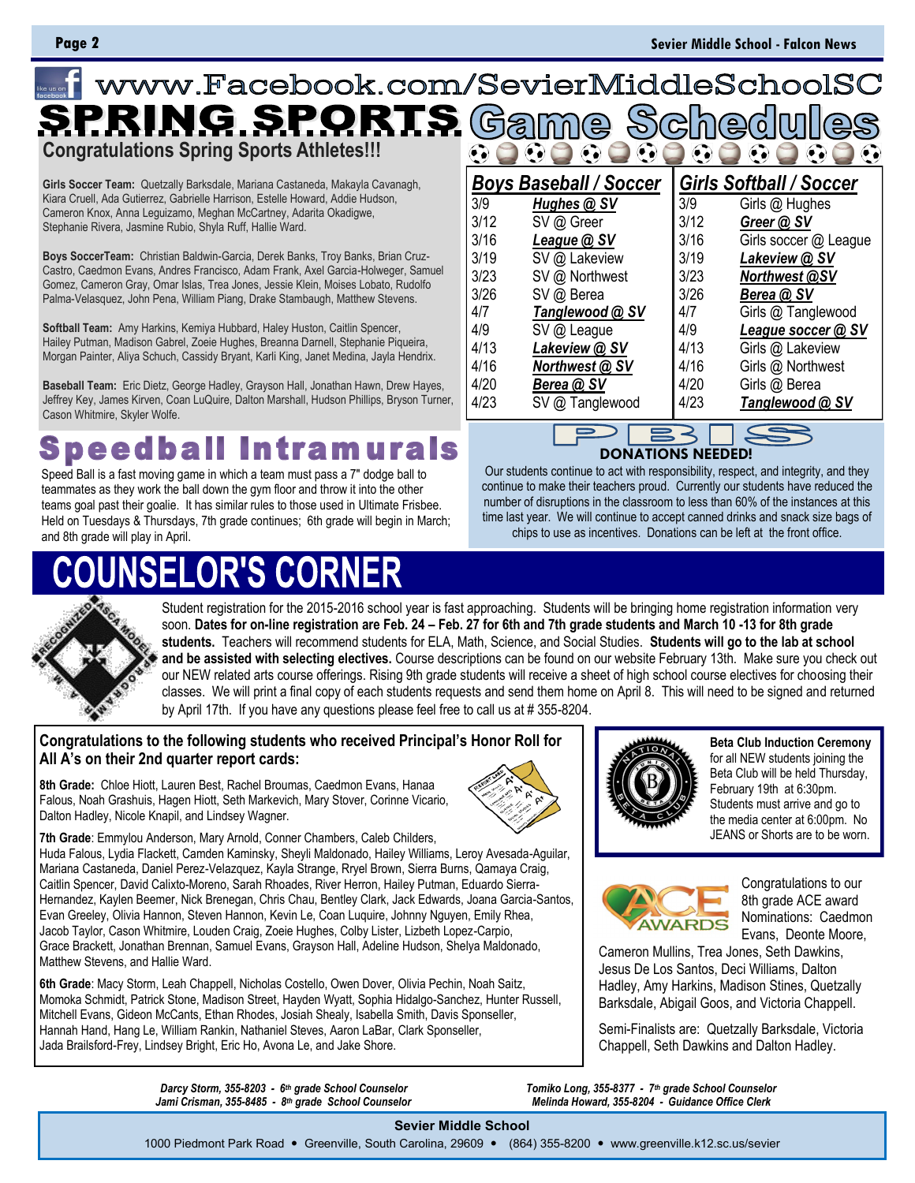www.Facebook.com/SevierMiddleSchoolSC

# SPRING SPORTS Game Schedules

**Congratulations Spring Sports Athletes!!!**

**Girls Soccer Team:** Quetzally Barksdale, Mariana Castaneda, Makayla Cavanagh, Kiara Cruell, Ada Gutierrez, Gabrielle Harrison, Estelle Howard, Addie Hudson, Cameron Knox, Anna Leguizamo, Meghan McCartney, Adarita Okadigwe, Stephanie Rivera, Jasmine Rubio, Shyla Ruff, Hallie Ward.

**Boys SoccerTeam:** Christian Baldwin-Garcia, Derek Banks, Troy Banks, Brian Cruz-Castro, Caedmon Evans, Andres Francisco, Adam Frank, Axel Garcia-Holweger, Samuel Gomez, Cameron Gray, Omar Islas, Trea Jones, Jessie Klein, Moises Lobato, Rudolfo Palma-Velasquez, John Pena, William Piang, Drake Stambaugh, Matthew Stevens.

**Softball Team:** Amy Harkins, Kemiya Hubbard, Haley Huston, Caitlin Spencer, Hailey Putman, Madison Gabrel, Zoeie Hughes, Breanna Darnell, Stephanie Piqueira, Morgan Painter, Aliya Schuch, Cassidy Bryant, Karli King, Janet Medina, Jayla Hendrix.

**Baseball Team:** Eric Dietz, George Hadley, Grayson Hall, Jonathan Hawn, Drew Hayes, Jeffrey Key, James Kirven, Coan LuQuire, Dalton Marshall, Hudson Phillips, Bryson Turner, Cason Whitmire, Skyler Wolfe.

| Boys Baseball / Soccer | | Girls Softball / Soccer | |
|---|---|---|---|
| 3/9 | ***Hughes @ SV*** | 3/9 | Girls @ Hughes |
| 3/12 | SV @ Greer | 3/12 | ***Greer @ SV*** |
| 3/16 | ***League @ SV*** | 3/16 | Girls soccer @ League |
| 3/19 | SV @ Lakeview | 3/19 | ***Lakeview @ SV*** |
| 3/23 | SV @ Northwest | 3/23 | ***Northwest @SV*** |
| 3/26 | SV @ Berea | 3/26 | ***Berea @ SV*** |
| 4/7 | ***Tanglewood @ SV*** | 4/7 | Girls @ Tanglewood |
| 4/9 | SV @ League | 4/9 | ***League soccer @ SV*** |
| 4/13 | ***Lakeview @ SV*** | 4/13 | Girls @ Lakeview |
| 4/16 | ***Northwest @ SV*** | 4/16 | Girls @ Northwest |
| 4/20 | ***Berea @ SV*** | 4/20 | Girls @ Berea |
| 4/23 | SV @ Tanglewood | 4/23 | ***Tanglewood @ SV*** |

## Speedball Intramurals

Speed Ball is a fast moving game in which a team must pass a 7" dodge ball to teammates as they work the ball down the gym floor and throw it into the other teams goal past their goalie. It has similar rules to those used in Ultimate Frisbee. Held on Tuesdays & Thursdays, 7th grade continues; 6th grade will begin in March; and 8th grade will play in April.

## PBIS

**DONATIONS NEEDED!**

Our students continue to act with responsibility, respect, and integrity, and they continue to make their teachers proud. Currently our students have reduced the number of disruptions in the classroom to less than 60% of the instances at this time last year. We will continue to accept canned drinks and snack size bags of chips to use as incentives. Donations can be left at the front office.

# COUNSELOR'S CORNER

Student registration for the 2015-2016 school year is fast approaching. Students will be bringing home registration information very soon. **Dates for on-line registration are Feb. 24 – Feb. 27 for 6th and 7th grade students and March 10 -13 for 8th grade students.** Teachers will recommend students for ELA, Math, Science, and Social Studies. **Students will go to the lab at school and be assisted with selecting electives.** Course descriptions can be found on our website February 13th. Make sure you check out our NEW related arts course offerings. Rising 9th grade students will receive a sheet of high school course electives for choosing their classes. We will print a final copy of each students requests and send them home on April 8. This will need to be signed and returned by April 17th. If you have any questions please feel free to call us at # 355-8204.

### Congratulations to the following students who received Principal's Honor Roll for All A's on their 2nd quarter report cards:

**8th Grade:** Chloe Hiott, Lauren Best, Rachel Broumas, Caedmon Evans, Hanaa Falous, Noah Grashuis, Hagen Hiott, Seth Markevich, Mary Stover, Corinne Vicario, Dalton Hadley, Nicole Knapil, and Lindsey Wagner.

**7th Grade**: Emmylou Anderson, Mary Arnold, Conner Chambers, Caleb Childers, Huda Falous, Lydia Flackett, Camden Kaminsky, Sheyli Maldonado, Hailey Williams, Leroy Avesada-Aguilar, Mariana Castaneda, Daniel Perez-Velazquez, Kayla Strange, Rryel Brown, Sierra Burns, Qamaya Craig, Caitlin Spencer, David Calixto-Moreno, Sarah Rhoades, River Herron, Hailey Putman, Eduardo Sierra-Hernandez, Kaylen Beemer, Nick Brenegan, Chris Chau, Bentley Clark, Jack Edwards, Joana Garcia-Santos, Evan Greeley, Olivia Hannon, Steven Hannon, Kevin Le, Coan Luquire, Johnny Nguyen, Emily Rhea, Jacob Taylor, Cason Whitmire, Louden Craig, Zoeie Hughes, Colby Lister, Lizbeth Lopez-Carpio, Grace Brackett, Jonathan Brennan, Samuel Evans, Grayson Hall, Adeline Hudson, Shelya Maldonado, Matthew Stevens, and Hallie Ward.

**6th Grade**: Macy Storm, Leah Chappell, Nicholas Costello, Owen Dover, Olivia Pechin, Noah Saitz, Momoka Schmidt, Patrick Stone, Madison Street, Hayden Wyatt, Sophia Hidalgo-Sanchez, Hunter Russell, Mitchell Evans, Gideon McCants, Ethan Rhodes, Josiah Shealy, Isabella Smith, Davis Sponseller, Hannah Hand, Hang Le, William Rankin, Nathaniel Steves, Aaron LaBar, Clark Sponseller, Jada Brailsford-Frey, Lindsey Bright, Eric Ho, Avona Le, and Jake Shore.

**Beta Club Induction Ceremony** for all NEW students joining the Beta Club will be held Thursday, February 19th at 6:30pm. Students must arrive and go to the media center at 6:00pm. No JEANS or Shorts are to be worn.

Congratulations to our 8th grade ACE award Nominations: Caedmon Evans, Deonte Moore, Cameron Mullins, Trea Jones, Seth Dawkins, Jesus De Los Santos, Deci Williams, Dalton Hadley, Amy Harkins, Madison Stines, Quetzally Barksdale, Abigail Goos, and Victoria Chappell.

Semi-Finalists are: Quetzally Barksdale, Victoria Chappell, Seth Dawkins and Dalton Hadley.

*Darcy Storm, 355-8203 - 6th grade School Counselor*
*Jami Crisman, 355-8485 - 8th grade School Counselor*
*Tomiko Long, 355-8377 - 7th grade School Counselor*
*Melinda Howard, 355-8204 - Guidance Office Clerk*

**Sevier Middle School**
1000 Piedmont Park Road • Greenville, South Carolina, 29609 • (864) 355-8200 • www.greenville.k12.sc.us/sevier